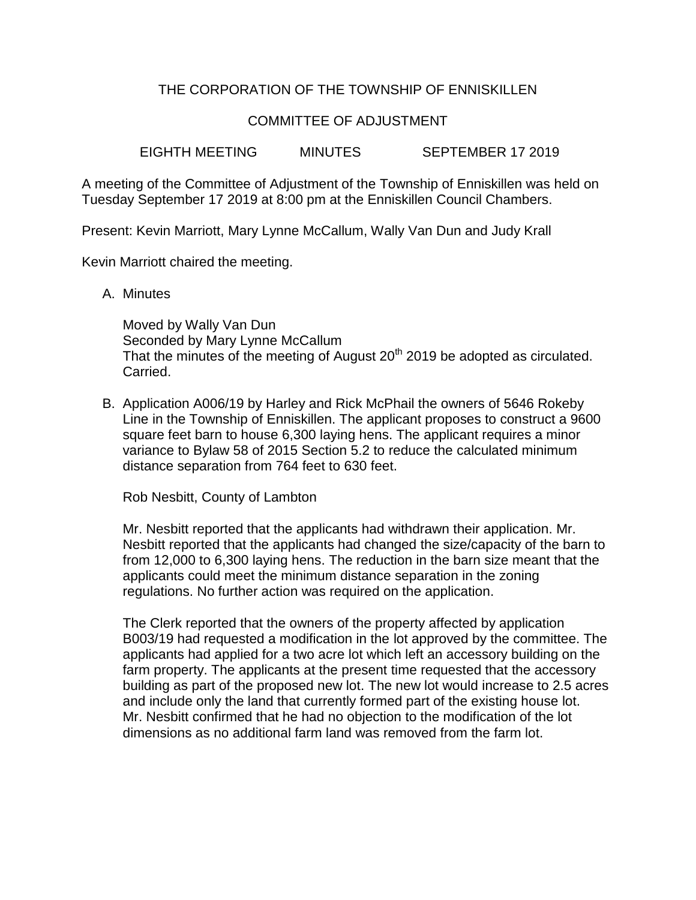# THE CORPORATION OF THE TOWNSHIP OF ENNISKILLEN

## COMMITTEE OF ADJUSTMENT

EIGHTH MEETING MINUTES SEPTEMBER 17 2019

A meeting of the Committee of Adjustment of the Township of Enniskillen was held on Tuesday September 17 2019 at 8:00 pm at the Enniskillen Council Chambers.

Present: Kevin Marriott, Mary Lynne McCallum, Wally Van Dun and Judy Krall

Kevin Marriott chaired the meeting.

A. Minutes

   Moved by Wally Van Dun
   Seconded by Mary Lynne McCallum
   That the minutes of the meeting of August 20th 2019 be adopted as circulated.
   Carried.

B. Application A006/19 by Harley and Rick McPhail the owners of 5646 Rokeby Line in the Township of Enniskillen. The applicant proposes to construct a 9600 square feet barn to house 6,300 laying hens. The applicant requires a minor variance to Bylaw 58 of 2015 Section 5.2 to reduce the calculated minimum distance separation from 764 feet to 630 feet.

   Rob Nesbitt, County of Lambton

   Mr. Nesbitt reported that the applicants had withdrawn their application. Mr. Nesbitt reported that the applicants had changed the size/capacity of the barn to from 12,000 to 6,300 laying hens. The reduction in the barn size meant that the applicants could meet the minimum distance separation in the zoning regulations. No further action was required on the application.

   The Clerk reported that the owners of the property affected by application B003/19 had requested a modification in the lot approved by the committee. The applicants had applied for a two acre lot which left an accessory building on the farm property. The applicants at the present time requested that the accessory building as part of the proposed new lot. The new lot would increase to 2.5 acres and include only the land that currently formed part of the existing house lot. Mr. Nesbitt confirmed that he had no objection to the modification of the lot dimensions as no additional farm land was removed from the farm lot.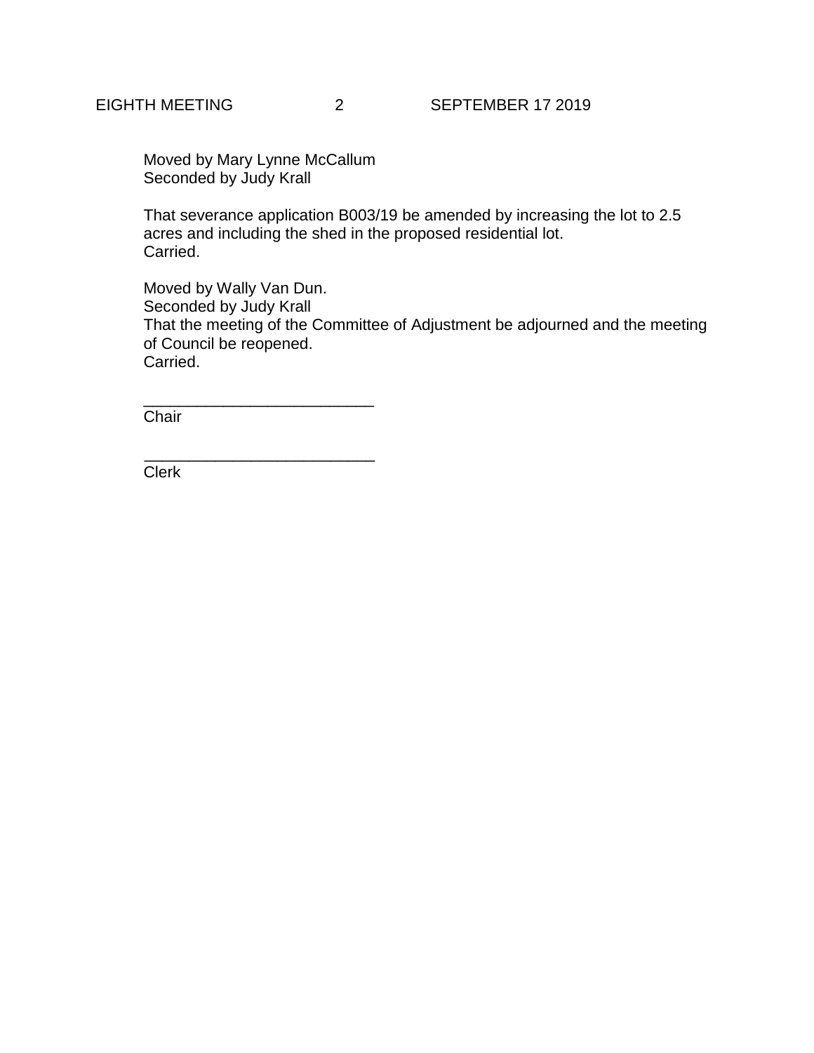Moved by Mary Lynne McCallum
Seconded by Judy Krall

That severance application B003/19 be amended by increasing the lot to 2.5 acres and including the shed in the proposed residential lot.
Carried.

Moved by Wally Van Dun.
Seconded by Judy Krall
That the meeting of the Committee of Adjustment be adjourned and the meeting of Council be reopened.
Carried.

__________________________
Chair

__________________________
Clerk